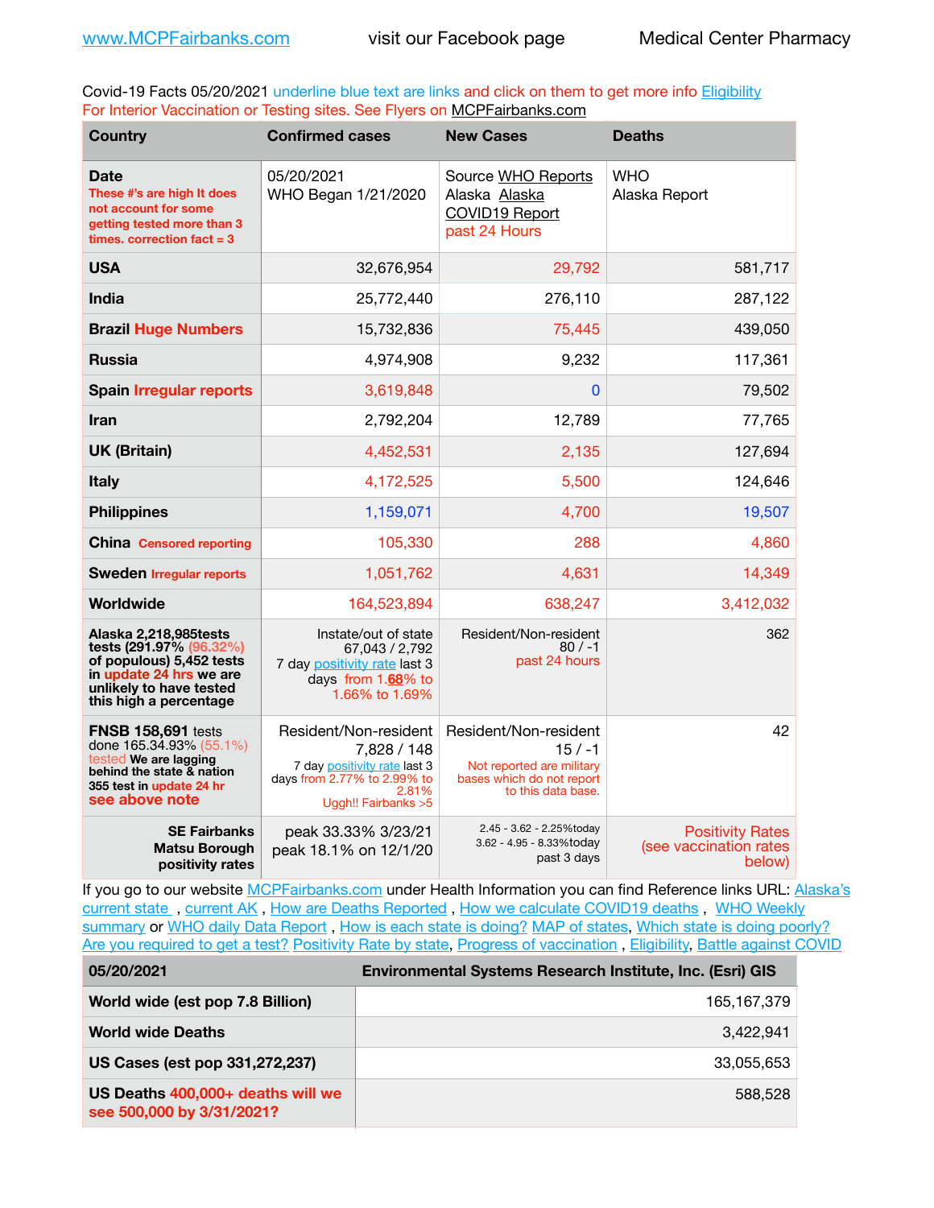www.MCPFairbanks.com visit our Facebook page Medical Center Pharmacy

Covid-19 Facts 05/20/2021 underline blue text are links and click on them to get more info Eligibility
For Interior Vaccination or Testing sites. See Flyers on MCPFairbanks.com

| Country | Confirmed cases | New Cases | Deaths |
|---|---|---|---|
| **Date** These #'s are high It does not account for some getting tested more than 3 times. correction fact = 3 | 05/20/2021 WHO Began 1/21/2020 | Source WHO Reports Alaska Alaska COVID19 Report past 24 Hours | WHO Alaska Report |
| **USA** | 32,676,954 | 29,792 | 581,717 |
| **India** | 25,772,440 | 276,110 | 287,122 |
| **Brazil** Huge Numbers | 15,732,836 | 75,445 | 439,050 |
| **Russia** | 4,974,908 | 9,232 | 117,361 |
| **Spain** Irregular reports | 3,619,848 | 0 | 79,502 |
| **Iran** | 2,792,204 | 12,789 | 77,765 |
| **UK (Britain)** | 4,452,531 | 2,135 | 127,694 |
| **Italy** | 4,172,525 | 5,500 | 124,646 |
| **Philippines** | 1,159,071 | 4,700 | 19,507 |
| **China** Censored reporting | 105,330 | 288 | 4,860 |
| **Sweden** Irregular reports | 1,051,762 | 4,631 | 14,349 |
| **Worldwide** | 164,523,894 | 638,247 | 3,412,032 |
| **Alaska 2,218,985tests tests (291.97% (96.32%) of populous) 5,452 tests in update 24 hrs we are unlikely to have tested this high a percentage** | Instate/out of state 67,043 / 2,792 7 day positivity rate last 3 days from 1.68% to 1.66% to 1.69% | Resident/Non-resident 80 / -1 past 24 hours | 362 |
| **FNSB 158,691** tests done 165.34.93% (55.1%) tested **We are lagging behind the state & nation 355 test in update 24 hr** see above note | Resident/Non-resident 7,828 / 148 7 day positivity rate last 3 days from 2.77% to 2.99% to 2.81% Uggh!! Fairbanks >5 | Resident/Non-resident 15 / -1 Not reported are military bases which do not report to this data base. | 42 |
| **SE Fairbanks Matsu Borough positivity rates** | peak 33.33% 3/23/21 peak 18.1% on 12/1/20 | 2.45 - 3.62 - 2.25%today 3.62 - 4.95 - 8.33%today past 3 days | Positivity Rates (see vaccination rates below) |

If you go to our website MCPFairbanks.com under Health Information you can find Reference links URL: Alaska's current state , current AK , How are Deaths Reported , How we calculate COVID19 deaths , WHO Weekly summary or WHO daily Data Report , How is each state is doing? MAP of states, Which state is doing poorly? Are you required to get a test? Positivity Rate by state, Progress of vaccination , Eligibility, Battle against COVID

| 05/20/2021 | Environmental Systems Research Institute, Inc. (Esri) GIS |
|---|---|
| **World wide (est pop 7.8 Billion)** | 165,167,379 |
| **World wide Deaths** | 3,422,941 |
| **US Cases (est pop 331,272,237)** | 33,055,653 |
| **US Deaths** 400,000+ deaths will we see 500,000 by 3/31/2021? | 588,528 |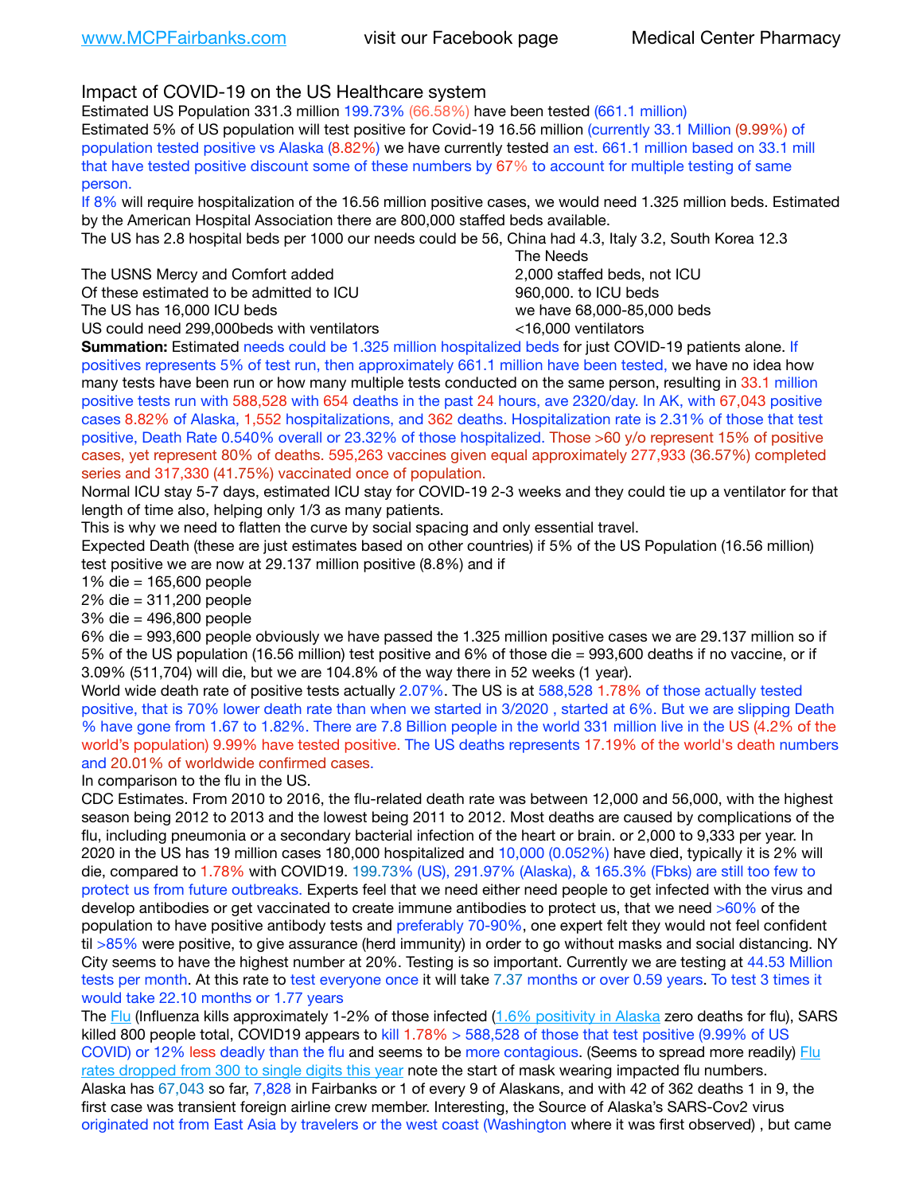Impact of COVID-19 on the US Healthcare system

Estimated US Population 331.3 million 199.73% (66.58%) have been tested (661.1 million)

Estimated 5% of US population will test positive for Covid-19 16.56 million (currently 33.1 Million (9.99%) of population tested positive vs Alaska (8.82%) we have currently tested an est. 661.1 million based on 33.1 mill that have tested positive discount some of these numbers by 67% to account for multiple testing of same person.

If 8% will require hospitalization of the 16.56 million positive cases, we would need 1.325 million beds. Estimated by the American Hospital Association there are 800,000 staffed beds available.

The US has 2.8 hospital beds per 1000 our needs could be 56, China had 4.3, Italy 3.2, South Korea 12.3

| | The Needs |
|---|---|
| The USNS Mercy and Comfort added | 2,000 staffed beds, not ICU |
| Of these estimated to be admitted to ICU | 960,000. to ICU beds |
| The US has 16,000 ICU beds | we have 68,000-85,000 beds |
| US could need 299,000beds with ventilators | <16,000 ventilators |

**Summation:** Estimated needs could be 1.325 million hospitalized beds for just COVID-19 patients alone. If positives represents 5% of test run, then approximately 661.1 million have been tested, we have no idea how many tests have been run or how many multiple tests conducted on the same person, resulting in 33.1 million positive tests run with 588,528 with 654 deaths in the past 24 hours, ave 2320/day. In AK, with 67,043 positive cases 8.82% of Alaska, 1,552 hospitalizations, and 362 deaths. Hospitalization rate is 2.31% of those that test positive, Death Rate 0.540% overall or 23.32% of those hospitalized. Those >60 y/o represent 15% of positive cases, yet represent 80% of deaths. 595,263 vaccines given equal approximately 277,933 (36.57%) completed series and 317,330 (41.75%) vaccinated once of population.

Normal ICU stay 5-7 days, estimated ICU stay for COVID-19 2-3 weeks and they could tie up a ventilator for that length of time also, helping only 1/3 as many patients.

This is why we need to flatten the curve by social spacing and only essential travel.

Expected Death (these are just estimates based on other countries) if 5% of the US Population (16.56 million) test positive we are now at 29.137 million positive (8.8%) and if

1% die = 165,600 people
2% die = 311,200 people
3% die = 496,800 people
6% die = 993,600 people obviously we have passed the 1.325 million positive cases we are 29.137 million so if 5% of the US population (16.56 million) test positive and 6% of those die = 993,600 deaths if no vaccine, or if 3.09% (511,704) will die, but we are 104.8% of the way there in 52 weeks (1 year).

World wide death rate of positive tests actually 2.07%. The US is at 588,528 1.78% of those actually tested positive, that is 70% lower death rate than when we started in 3/2020 , started at 6%. But we are slipping Death % have gone from 1.67 to 1.82%. There are 7.8 Billion people in the world 331 million live in the US (4.2% of the world's population) 9.99% have tested positive. The US deaths represents 17.19% of the world's death numbers and 20.01% of worldwide confirmed cases.

In comparison to the flu in the US.

CDC Estimates. From 2010 to 2016, the flu-related death rate was between 12,000 and 56,000, with the highest season being 2012 to 2013 and the lowest being 2011 to 2012. Most deaths are caused by complications of the flu, including pneumonia or a secondary bacterial infection of the heart or brain. or 2,000 to 9,333 per year. In 2020 in the US has 19 million cases 180,000 hospitalized and 10,000 (0.052%) have died, typically it is 2% will die, compared to 1.78% with COVID19. 199.73% (US), 291.97% (Alaska), & 165.3% (Fbks) are still too few to protect us from future outbreaks. Experts feel that we need either need people to get infected with the virus and develop antibodies or get vaccinated to create immune antibodies to protect us, that we need >60% of the population to have positive antibody tests and preferably 70-90%, one expert felt they would not feel confident til >85% were positive, to give assurance (herd immunity) in order to go without masks and social distancing. NY City seems to have the highest number at 20%. Testing is so important. Currently we are testing at 44.53 Million tests per month. At this rate to test everyone once it will take 7.37 months or over 0.59 years. To test 3 times it would take 22.10 months or 1.77 years

The Flu (Influenza kills approximately 1-2% of those infected (1.6% positivity in Alaska zero deaths for flu), SARS killed 800 people total, COVID19 appears to kill 1.78% > 588,528 of those that test positive (9.99% of US COVID) or 12% less deadly than the flu and seems to be more contagious. (Seems to spread more readily) Flu rates dropped from 300 to single digits this year note the start of mask wearing impacted flu numbers.

Alaska has 67,043 so far, 7,828 in Fairbanks or 1 of every 9 of Alaskans, and with 42 of 362 deaths 1 in 9, the first case was transient foreign airline crew member. Interesting, the Source of Alaska's SARS-Cov2 virus originated not from East Asia by travelers or the west coast (Washington where it was first observed) , but came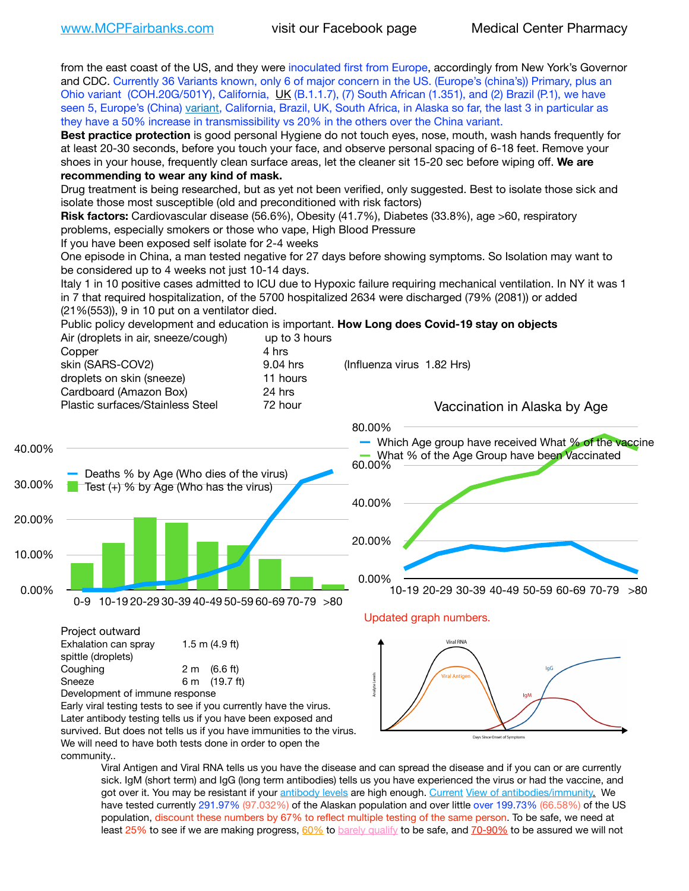from the east coast of the US, and they were inoculated first from Europe, accordingly from New York's Governor and CDC. Currently 36 Variants known, only 6 of major concern in the US. (Europe's (china's)) Primary, plus an Ohio variant (COH.20G/501Y), California, UK (B.1.1.7), (7) South African (1.351), and (2) Brazil (P.1), we have seen 5, Europe's (China) variant, California, Brazil, UK, South Africa, in Alaska so far, the last 3 in particular as they have a 50% increase in transmissibility vs 20% in the others over the China variant.

**Best practice protection** is good personal Hygiene do not touch eyes, nose, mouth, wash hands frequently for at least 20-30 seconds, before you touch your face, and observe personal spacing of 6-18 feet. Remove your shoes in your house, frequently clean surface areas, let the cleaner sit 15-20 sec before wiping off. **We are recommending to wear any kind of mask.**

Drug treatment is being researched, but as yet not been verified, only suggested. Best to isolate those sick and isolate those most susceptible (old and preconditioned with risk factors)

**Risk factors:** Cardiovascular disease (56.6%), Obesity (41.7%), Diabetes (33.8%), age >60, respiratory problems, especially smokers or those who vape, High Blood Pressure

If you have been exposed self isolate for 2-4 weeks

One episode in China, a man tested negative for 27 days before showing symptoms. So Isolation may want to be considered up to 4 weeks not just 10-14 days.

Italy 1 in 10 positive cases admitted to ICU due to Hypoxic failure requiring mechanical ventilation. In NY it was 1 in 7 that required hospitalization, of the 5700 hospitalized 2634 were discharged (79% (2081)) or added (21%(553)), 9 in 10 put on a ventilator died.

Public policy development and education is important. **How Long does Covid-19 stay on objects**

| | | |
|---|---|---|
| Air (droplets in air, sneeze/cough) | up to 3 hours | |
| Copper | 4 hrs | |
| skin (SARS-COV2) | 9.04 hrs | (Influenza virus 1.82 Hrs) |
| droplets on skin (sneeze) | 11 hours | |
| Cardboard (Amazon Box) | 24 hrs | |
| Plastic surfaces/Stainless Steel | 72 hour | |

Vaccination in Alaska by Age

Updated graph numbers.

Project outward

| | |
|---|---|
| Exhalation can spray spittle (droplets) | 1.5 m (4.9 ft) |
| Coughing | 2 m (6.6 ft) |
| Sneeze | 6 m (19.7 ft) |

Development of immune response

Early viral testing tests to see if you currently have the virus. Later antibody testing tells us if you have been exposed and survived. But does not tells us if you have immunities to the virus. We will need to have both tests done in order to open the community..

Viral Antigen and Viral RNA tells us you have the disease and can spread the disease and if you can or are currently sick. IgM (short term) and IgG (long term antibodies) tells us you have experienced the virus or had the vaccine, and got over it. You may be resistant if your antibody levels are high enough. Current View of antibodies/immunity. We have tested currently 291.97% (97.032%) of the Alaskan population and over little over 199.73% (66.58%) of the US population, discount these numbers by 67% to reflect multiple testing of the same person. To be safe, we need at least 25% to see if we are making progress, 60% to barely qualify to be safe, and 70-90% to be assured we will not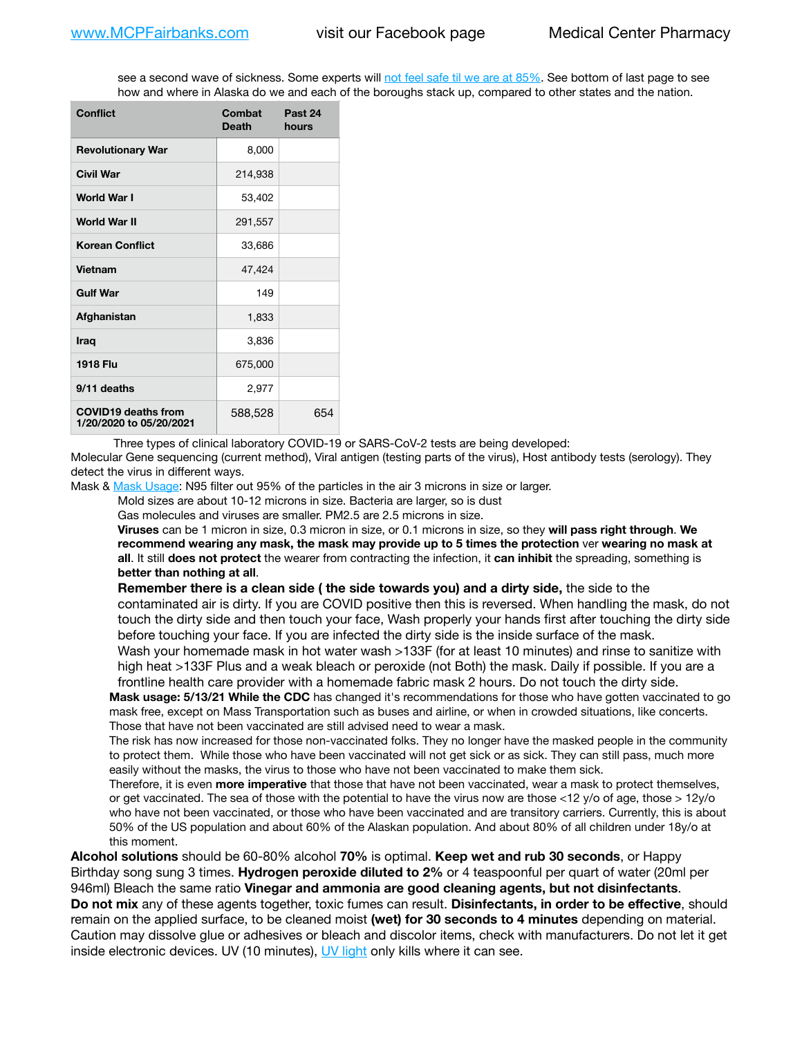see a second wave of sickness. Some experts will not feel safe til we are at 85%. See bottom of last page to see how and where in Alaska do we and each of the boroughs stack up, compared to other states and the nation.

| Conflict | Combat Death | Past 24 hours |
|---|---|---|
| Revolutionary War | 8,000 | |
| Civil War | 214,938 | |
| World War I | 53,402 | |
| World War II | 291,557 | |
| Korean Conflict | 33,686 | |
| Vietnam | 47,424 | |
| Gulf War | 149 | |
| Afghanistan | 1,833 | |
| Iraq | 3,836 | |
| 1918 Flu | 675,000 | |
| 9/11 deaths | 2,977 | |
| COVID19 deaths from 1/20/2020 to 05/20/2021 | 588,528 | 654 |

Three types of clinical laboratory COVID-19 or SARS-CoV-2 tests are being developed:
Molecular Gene sequencing (current method), Viral antigen (testing parts of the virus), Host antibody tests (serology). They detect the virus in different ways.

Mask & Mask Usage: N95 filter out 95% of the particles in the air 3 microns in size or larger.

Mold sizes are about 10-12 microns in size. Bacteria are larger, so is dust

Gas molecules and viruses are smaller. PM2.5 are 2.5 microns in size.

**Viruses** can be 1 micron in size, 0.3 micron in size, or 0.1 microns in size, so they **will pass right through**. **We recommend wearing any mask, the mask may provide up to 5 times the protection** ver **wearing no mask at all**. It still **does not protect** the wearer from contracting the infection, it **can inhibit** the spreading, something is **better than nothing at all**.

**Remember there is a clean side ( the side towards you) and a dirty side,** the side to the contaminated air is dirty. If you are COVID positive then this is reversed. When handling the mask, do not touch the dirty side and then touch your face, Wash properly your hands first after touching the dirty side before touching your face. If you are infected the dirty side is the inside surface of the mask.

Wash your homemade mask in hot water wash >133F (for at least 10 minutes) and rinse to sanitize with high heat >133F Plus and a weak bleach or peroxide (not Both) the mask. Daily if possible. If you are a frontline health care provider with a homemade fabric mask 2 hours. Do not touch the dirty side.

**Mask usage: 5/13/21 While the CDC** has changed it's recommendations for those who have gotten vaccinated to go mask free, except on Mass Transportation such as buses and airline, or when in crowded situations, like concerts. Those that have not been vaccinated are still advised need to wear a mask.

The risk has now increased for those non-vaccinated folks. They no longer have the masked people in the community to protect them. While those who have been vaccinated will not get sick or as sick. They can still pass, much more easily without the masks, the virus to those who have not been vaccinated to make them sick.

Therefore, it is even **more imperative** that those that have not been vaccinated, wear a mask to protect themselves, or get vaccinated. The sea of those with the potential to have the virus now are those <12 y/o of age, those > 12y/o who have not been vaccinated, or those who have been vaccinated and are transitory carriers. Currently, this is about 50% of the US population and about 60% of the Alaskan population. And about 80% of all children under 18y/o at this moment.

**Alcohol solutions** should be 60-80% alcohol **70%** is optimal. **Keep wet and rub 30 seconds**, or Happy Birthday song sung 3 times. **Hydrogen peroxide diluted to 2%** or 4 teaspoonful per quart of water (20ml per 946ml) Bleach the same ratio **Vinegar and ammonia are good cleaning agents, but not disinfectants**.
**Do not mix** any of these agents together, toxic fumes can result. **Disinfectants, in order to be effective**, should remain on the applied surface, to be cleaned moist **(wet) for 30 seconds to 4 minutes** depending on material. Caution may dissolve glue or adhesives or bleach and discolor items, check with manufacturers. Do not let it get inside electronic devices. UV (10 minutes), UV light only kills where it can see.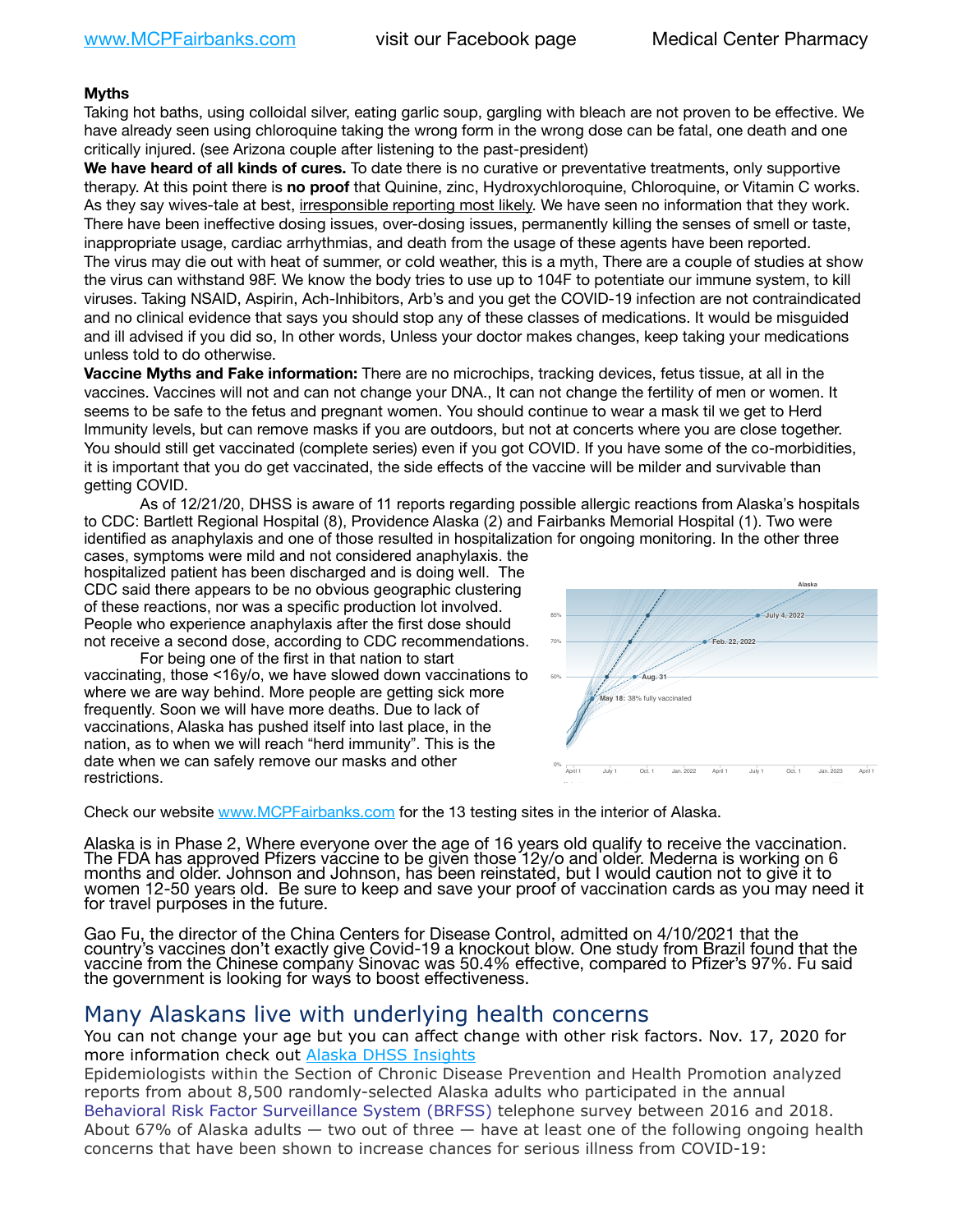**Myths**

Taking hot baths, using colloidal silver, eating garlic soup, gargling with bleach are not proven to be effective. We have already seen using chloroquine taking the wrong form in the wrong dose can be fatal, one death and one critically injured. (see Arizona couple after listening to the past-president)

**We have heard of all kinds of cures.** To date there is no curative or preventative treatments, only supportive therapy. At this point there is **no proof** that Quinine, zinc, Hydroxychloroquine, Chloroquine, or Vitamin C works. As they say wives-tale at best, irresponsible reporting most likely. We have seen no information that they work. There have been ineffective dosing issues, over-dosing issues, permanently killing the senses of smell or taste, inappropriate usage, cardiac arrhythmias, and death from the usage of these agents have been reported.

The virus may die out with heat of summer, or cold weather, this is a myth, There are a couple of studies at show the virus can withstand 98F. We know the body tries to use up to 104F to potentiate our immune system, to kill viruses. Taking NSAID, Aspirin, Ach-Inhibitors, Arb's and you get the COVID-19 infection are not contraindicated and no clinical evidence that says you should stop any of these classes of medications. It would be misguided and ill advised if you did so, In other words, Unless your doctor makes changes, keep taking your medications unless told to do otherwise.

**Vaccine Myths and Fake information:** There are no microchips, tracking devices, fetus tissue, at all in the vaccines. Vaccines will not and can not change your DNA., It can not change the fertility of men or women. It seems to be safe to the fetus and pregnant women. You should continue to wear a mask til we get to Herd Immunity levels, but can remove masks if you are outdoors, but not at concerts where you are close together. You should still get vaccinated (complete series) even if you got COVID. If you have some of the co-morbidities, it is important that you do get vaccinated, the side effects of the vaccine will be milder and survivable than getting COVID.

As of 12/21/20, DHSS is aware of 11 reports regarding possible allergic reactions from Alaska's hospitals to CDC: Bartlett Regional Hospital (8), Providence Alaska (2) and Fairbanks Memorial Hospital (1). Two were identified as anaphylaxis and one of those resulted in hospitalization for ongoing monitoring. In the other three cases, symptoms were mild and not considered anaphylaxis. the hospitalized patient has been discharged and is doing well. The CDC said there appears to be no obvious geographic clustering of these reactions, nor was a specific production lot involved. People who experience anaphylaxis after the first dose should not receive a second dose, according to CDC recommendations.

For being one of the first in that nation to start vaccinating, those <16y/o, we have slowed down vaccinations to where we are way behind. More people are getting sick more frequently. Soon we will have more deaths. Due to lack of vaccinations, Alaska has pushed itself into last place, in the nation, as to when we will reach "herd immunity". This is the date when we can safely remove our masks and other restrictions.

Check our website www.MCPFairbanks.com for the 13 testing sites in the interior of Alaska.

Alaska is in Phase 2, Where everyone over the age of 16 years old qualify to receive the vaccination. The FDA has approved Pfizers vaccine to be given those 12y/o and older. Mederna is working on 6 months and older. Johnson and Johnson, has been reinstated, but I would caution not to give it to women 12-50 years old. Be sure to keep and save your proof of vaccination cards as you may need it for travel purposes in the future.

Gao Fu, the director of the China Centers for Disease Control, admitted on 4/10/2021 that the country's vaccines don't exactly give Covid-19 a knockout blow. One study from Brazil found that the vaccine from the Chinese company Sinovac was 50.4% effective, compared to Pfizer's 97%. Fu said the government is looking for ways to boost effectiveness.

## Many Alaskans live with underlying health concerns

You can not change your age but you can affect change with other risk factors. Nov. 17, 2020 for more information check out Alaska DHSS Insights

Epidemiologists within the Section of Chronic Disease Prevention and Health Promotion analyzed reports from about 8,500 randomly-selected Alaska adults who participated in the annual Behavioral Risk Factor Surveillance System (BRFSS) telephone survey between 2016 and 2018. About 67% of Alaska adults — two out of three — have at least one of the following ongoing health concerns that have been shown to increase chances for serious illness from COVID-19: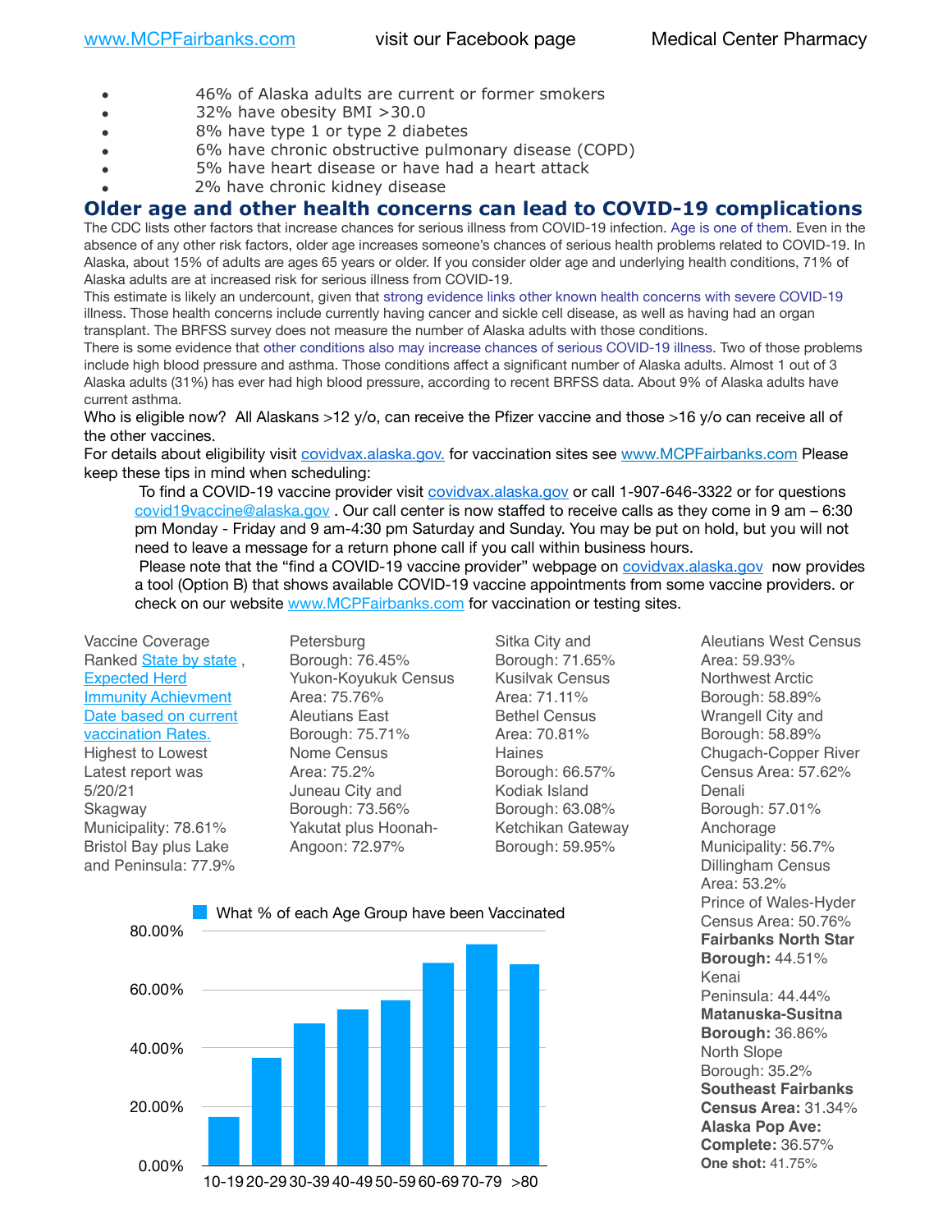- 46% of Alaska adults are current or former smokers
- 32% have obesity BMI >30.0
- 8% have type 1 or type 2 diabetes
- 6% have chronic obstructive pulmonary disease (COPD)
- 5% have heart disease or have had a heart attack
- 2% have chronic kidney disease

## Older age and other health concerns can lead to COVID-19 complications

The CDC lists other factors that increase chances for serious illness from COVID-19 infection. Age is one of them. Even in the absence of any other risk factors, older age increases someone's chances of serious health problems related to COVID-19. In Alaska, about 15% of adults are ages 65 years or older. If you consider older age and underlying health conditions, 71% of Alaska adults are at increased risk for serious illness from COVID-19.

This estimate is likely an undercount, given that strong evidence links other known health concerns with severe COVID-19 illness. Those health concerns include currently having cancer and sickle cell disease, as well as having had an organ transplant. The BRFSS survey does not measure the number of Alaska adults with those conditions.

There is some evidence that other conditions also may increase chances of serious COVID-19 illness. Two of those problems include high blood pressure and asthma. Those conditions affect a significant number of Alaska adults. Almost 1 out of 3 Alaska adults (31%) has ever had high blood pressure, according to recent BRFSS data. About 9% of Alaska adults have current asthma.

Who is eligible now? All Alaskans >12 y/o, can receive the Pfizer vaccine and those >16 y/o can receive all of the other vaccines.

For details about eligibility visit covidvax.alaska.gov. for vaccination sites see www.MCPFairbanks.com Please keep these tips in mind when scheduling:

> To find a COVID-19 vaccine provider visit covidvax.alaska.gov or call 1-907-646-3322 or for questions covid19vaccine@alaska.gov . Our call center is now staffed to receive calls as they come in 9 am – 6:30 pm Monday - Friday and 9 am-4:30 pm Saturday and Sunday. You may be put on hold, but you will not need to leave a message for a return phone call if you call within business hours.
>
> Please note that the "find a COVID-19 vaccine provider" webpage on covidvax.alaska.gov now provides a tool (Option B) that shows available COVID-19 vaccine appointments from some vaccine providers. or check on our website www.MCPFairbanks.com for vaccination or testing sites.

Vaccine Coverage Ranked State by state , Expected Herd Immunity Achievment Date based on current vaccination Rates. Highest to Lowest Latest report was 5/20/21

- Skagway Municipality: 78.61%
- Bristol Bay plus Lake and Peninsula: 77.9%
- Petersburg Borough: 76.45%
- Yukon-Koyukuk Census Area: 75.76%
- Aleutians East Borough: 75.71%
- Nome Census Area: 75.2%
- Juneau City and Borough: 73.56%
- Yakutat plus Hoonah-Angoon: 72.97%
- Sitka City and Borough: 71.65%
- Kusilvak Census Area: 71.11%
- Bethel Census Area: 70.81%
- Haines Borough: 66.57%
- Kodiak Island Borough: 63.08%
- Ketchikan Gateway Borough: 59.95%
- Aleutians West Census Area: 59.93%
- Northwest Arctic Borough: 58.89%
- Wrangell City and Borough: 58.89%
- Chugach-Copper River Census Area: 57.62%
- Denali Borough: 57.01%
- Anchorage Municipality: 56.7%
- Dillingham Census Area: 53.2%
- Prince of Wales-Hyder Census Area: 50.76%
- **Fairbanks North Star Borough:** 44.51%
- Kenai Peninsula: 44.44%
- **Matanuska-Susitna Borough:** 36.86%
- North Slope Borough: 35.2%
- **Southeast Fairbanks Census Area:** 31.34%
- **Alaska Pop Ave: Complete:** 36.57%
- **One shot:** 41.75%

What % of each Age Group have been Vaccinated

| Age Group | % Vaccinated (approx.) |
|---|---|
| 10-19 | ~16% |
| 20-29 | ~37% |
| 30-39 | ~48% |
| 40-49 | ~53% |
| 50-59 | ~56% |
| 60-69 | ~69% |
| 70-79 | ~75% |
| >80 | ~68% |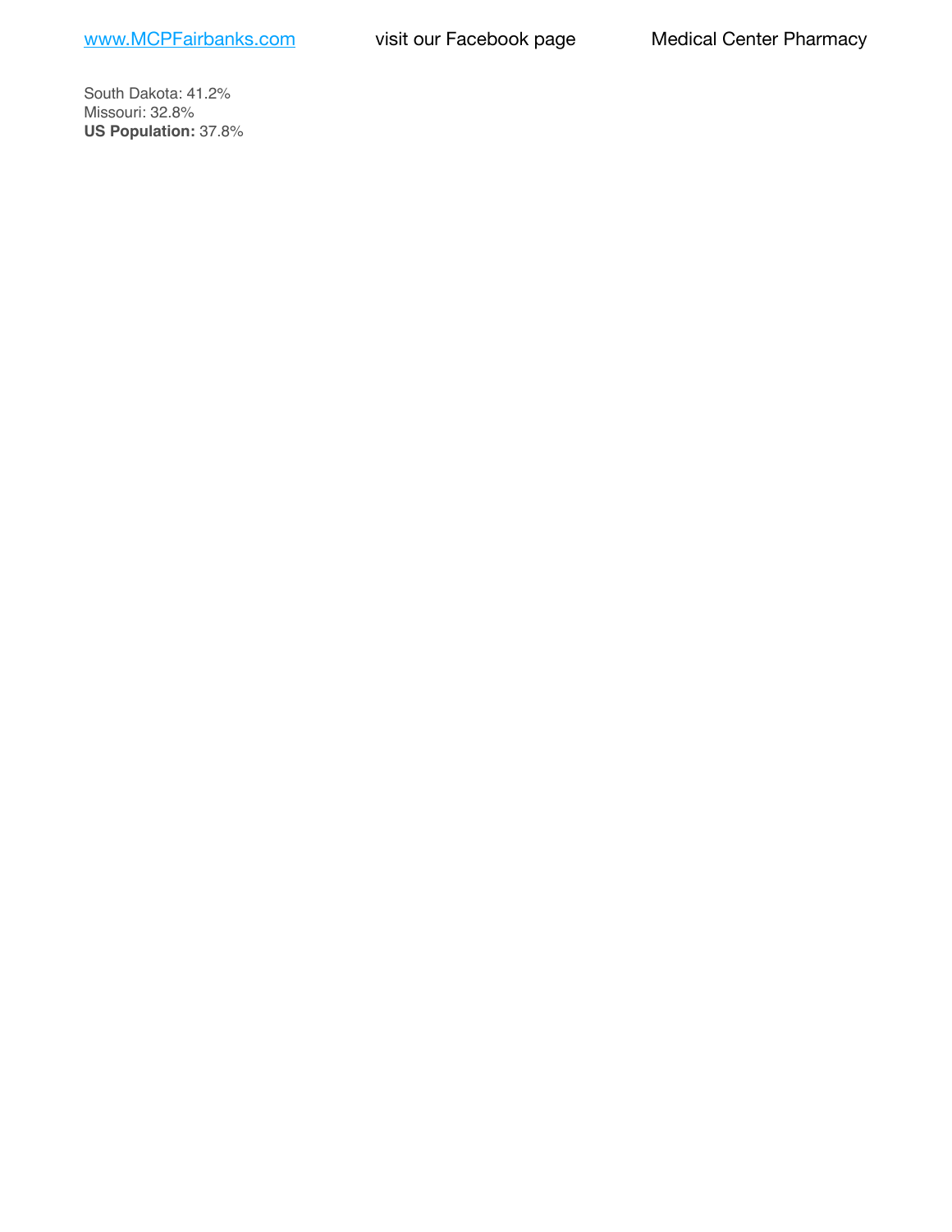South Dakota: 41.2%
Missouri: 32.8%
**US Population:** 37.8%